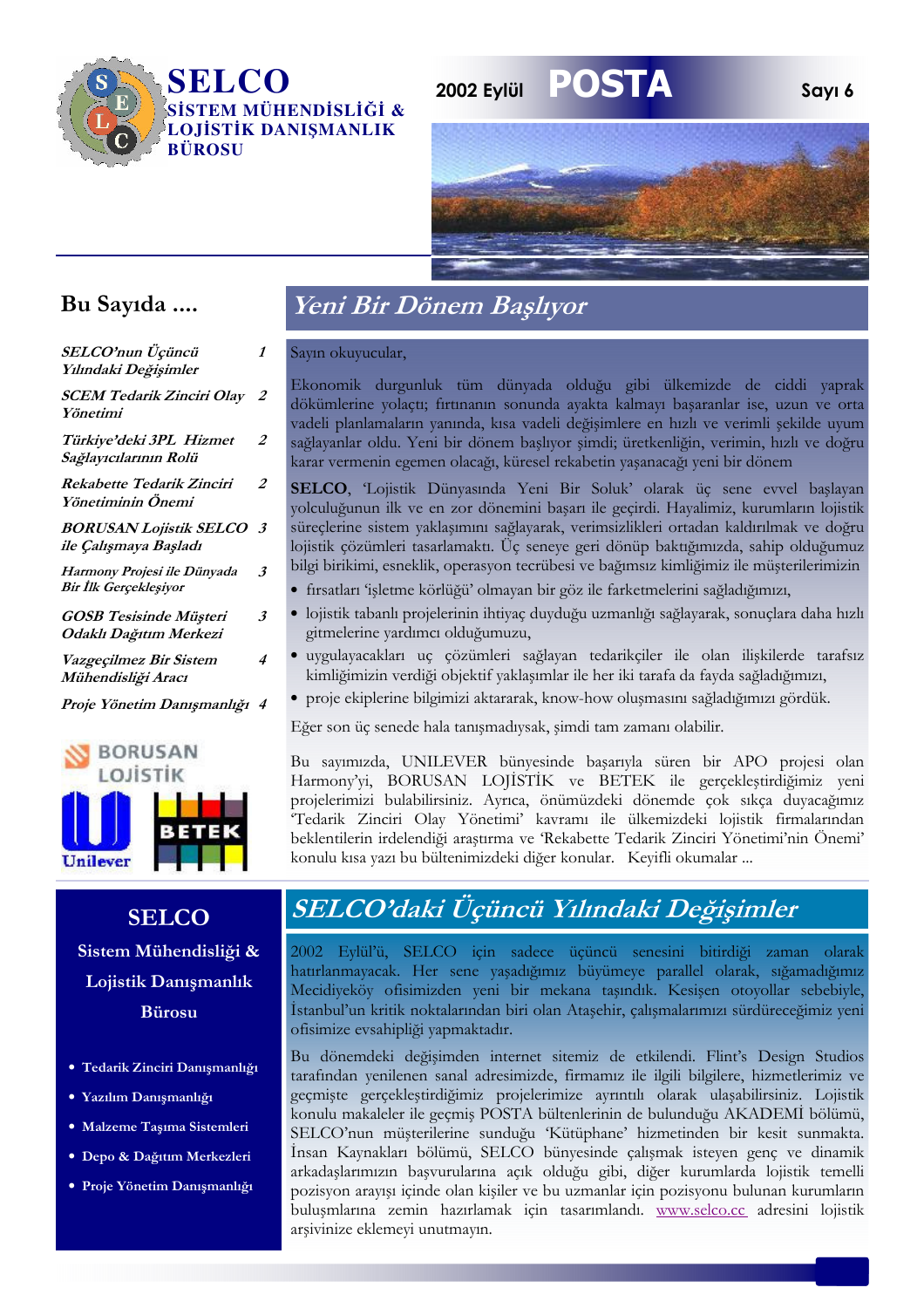# SELCO

**SİSTEM MÜHENDİSLİĞİ & LOJİSTİK DANIŞMANLIK BÜROSU**

2002 Eylül **POSTA** Sayı 6

## Bu Sayıda ....

- *SELCO'nun Üçüncü Yılındaki Değişimler* — 1
- *SCEM Tedarik Zinciri Olay Yönetimi* — 2
- *Türkiye'deki 3PL Hizmet Sağlayıcılarının Rolü* — 2
- *Rekabette Tedarik Zinciri Yönetiminin Önemi* — 2
- *BORUSAN Lojistik SELCO ile Çalışmaya Başladı* — 3
- *Harmony Projesi ile Dünyada Bir İlk Gerçekleşiyor* — 3
- *GOSB Tesisinde Müşteri Odaklı Dağıtım Merkezi* — 3
- *Vazgeçilmez Bir Sistem Mühendisliği Aracı* — 4
- *Proje Yönetim Danışmanlığı* — 4

BORUSAN LOJİSTİK

Unilever

BETEK

## Yeni Bir Dönem Başlıyor

Sayın okuyucular,

Ekonomik durgunluk tüm dünyada olduğu gibi ülkemizde de ciddi yaprak dökümlerine yolaçtı; fırtınanın sonunda ayakta kalmayı başaranlar ise, uzun ve orta vadeli planlamaların yanında, kısa vadeli değişimlere en hızlı ve verimli şekilde uyum sağlayanlar oldu. Yeni bir dönem başlıyor şimdi; üretkenliğin, verimin, hızlı ve doğru karar vermenin egemen olacağı, küresel rekabetin yaşanacağı yeni bir dönem

**SELCO**, 'Lojistik Dünyasında Yeni Bir Soluk' olarak üç sene evvel başlayan yolculuğunun ilk ve en zor dönemini başarı ile geçirdi. Hayalimiz, kurumların lojistik süreçlerine sistem yaklaşımını sağlayarak, verimsizlikleri ortadan kaldırılmak ve doğru lojistik çözümleri tasarlamaktı. Üç seneye geri dönüp baktığımızda, sahip olduğumuz bilgi birikimi, esneklik, operasyon tecrübesi ve bağımsız kimliğimiz ile müşterilerimizin

- fırsatları 'işletme körlüğü' olmayan bir göz ile farketmelerini sağladığımızı,
- lojistik tabanlı projelerinin ihtiyaç duyduğu uzmanlığı sağlayarak, sonuçlara daha hızlı gitmelerine yardımcı olduğumuzu,
- uygulayacakları uç çözümleri sağlayan tedarikçiler ile olan ilişkilerde tarafsız kimliğimizin verdiği objektif yaklaşımlar ile her iki tarafa da fayda sağladığımızı,
- proje ekiplerine bilgimizi aktararak, know-how oluşmasını sağladığımızı gördük.

Eğer son üç senede hala tanışmadıysak, şimdi tam zamanı olabilir.

Bu sayımızda, UNILEVER bünyesinde başarıyla süren bir APO projesi olan Harmony'yi, BORUSAN LOJİSTİK ve BETEK ile gerçekleştirdiğimiz yeni projelerimizi bulabilirsiniz. Ayrıca, önümüzdeki dönemde çok sıkça duyacağımız 'Tedarik Zinciri Olay Yönetimi' kavramı ile ülkemizdeki lojistik firmalarından beklentilerin irdelendiği araştırma ve 'Rekabette Tedarik Zinciri Yönetimi'nin Önemi' konulu kısa yazı bu bültenimizdeki diğer konular. Keyifli okumalar ...

## SELCO

**Sistem Mühendisliği & Lojistik Danışmanlık Bürosu**

- Tedarik Zinciri Danışmanlığı
- Yazılım Danışmanlığı
- Malzeme Taşıma Sistemleri
- Depo & Dağıtım Merkezleri
- Proje Yönetim Danışmanlığı

## SELCO'daki Üçüncü Yılındaki Değişimler

2002 Eylül'ü, SELCO için sadece üçüncü senesini bitirdiği zaman olarak hatırlanmayacak. Her sene yaşadığımız büyümeye parallel olarak, sığamadığımız Mecidiyeköy ofisimizden yeni bir mekana taşındık. Kesişen otoyollar sebebiyle, İstanbul'un kritik noktalarından biri olan Ataşehir, çalışmalarımızı sürdüreceğimiz yeni ofisimize evsahipliği yapmaktadır.

Bu dönemdeki değişimden internet sitemiz de etkilendi. Flint's Design Studios tarafından yenilenen sanal adresimizde, firmamız ile ilgili bilgilere, hizmetlerimiz ve geçmişte gerçekleştirdiğimiz projelerimize ayrıntılı olarak ulaşabilirsiniz. Lojistik konulu makaleler ile geçmiş POSTA bültenlerinin de bulunduğu AKADEMİ bölümü, SELCO'nun müşterilerine sunduğu 'Kütüphane' hizmetinden bir kesit sunmakta. İnsan Kaynakları bölümü, SELCO bünyesinde çalışmak isteyen genç ve dinamik arkadaşlarımızın başvurularına açık olduğu gibi, diğer kurumlarda lojistik temelli pozisyon arayışı içinde olan kişiler ve bu uzmanlar için pozisyonu bulunan kurumların buluşmalarına zemin hazırlamak için tasarımlandı. www.selco.cc adresini lojistik arşivinize eklemeyi unutmayın.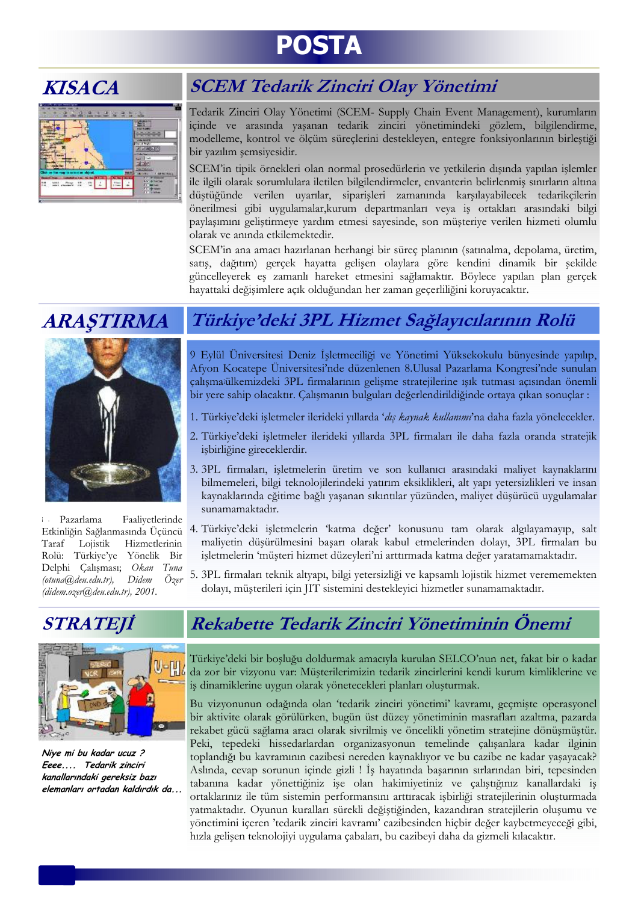# POSTA

## KISACA

## SCEM Tedarik Zinciri Olay Yönetimi

Tedarik Zinciri Olay Yönetimi (SCEM- Supply Chain Event Management), kurumların içinde ve arasında yaşanan tedarik zinciri yönetimindeki gözlem, bilgilendirme, modelleme, kontrol ve ölçüm süreçlerini destekleyen, entegre fonksiyonlarının birleştiği bir yazılım şemsiyesidir.

SCEM'in tipik örnekleri olan normal prosedürlerin ve yetkilerin dışında yapılan işlemler ile ilgili olarak sorumlulara iletilen bilgilendirmeler, envanterin belirlenmiş sınırların altına düştüğünde verilen uyarılar, siparişleri zamanında karşılayabilecek tedarikçilerin önerilmesi gibi uygulamalar,kurum departmanları veya iş ortakları arasındaki bilgi paylaşımını geliştirmeye yardım etmesi sayesinde, son müşteriye verilen hizmeti olumlu olarak ve anında etkilemektedir.

SCEM'in ana amacı hazırlanan herhangi bir süreç planının (satınalma, depolama, üretim, satış, dağıtım) gerçek hayatta gelişen olaylara göre kendini dinamik bir şekilde güncelleyerek eş zamanlı hareket etmesini sağlamaktır. Böylece yapılan plan gerçek hayattaki değişimlere açık olduğundan her zaman geçerliliğini koruyacaktır.

## ARAŞTIRMA

## Türkiye'deki 3PL Hizmet Sağlayıcılarının Rolü

9 Eylül Üniversitesi Deniz İşletmeciliği ve Yönetimi Yüksekokulu bünyesinde yapılıp, Afyon Kocatepe Üniversitesi'nde düzenlenen 8.Ulusal Pazarlama Kongresi'nde sunulan çalışma/ülkemizdeki 3PL firmalarının gelişme stratejilerine ışık tutması açısından önemli bir yere sahip olacaktır. Çalışmanın bulguları değerlendirildiğinde ortaya çıkan sonuçlar :

1. Türkiye'deki işletmeler ilerideki yıllarda '*dış kaynak kullanımı*'na daha fazla yönelecekler.
2. Türkiye'deki işletmeler ilerideki yıllarda 3PL firmaları ile daha fazla oranda stratejik işbirliğine gireceklerdir.
3. 3PL firmaları, işletmelerin üretim ve son kullanıcı arasındaki maliyet kaynaklarını bilmemeleri, bilgi teknolojilerindeki yatırım eksiklikleri, alt yapı yetersizlikleri ve insan kaynaklarında eğitime bağlı yaşanan sıkıntılar yüzünden, maliyet düşürücü uygulamalar sunamamaktadır.
4. Türkiye'deki işletmelerin 'katma değer' konusunu tam olarak algılayamayıp, salt maliyetin düşürülmesini başarı olarak kabul etmelerinden dolayı, 3PL firmaları bu işletmelerin 'müşteri hizmet düzeyleri'ni arttırmada katma değer yaratamamaktadır.
5. 3PL firmaları teknik altyapı, bilgi yetersizliği ve kapsamlı lojistik hizmet verememekten dolayı, müşterileri için JIT sistemini destekleyici hizmetler sunamamaktadır.

Pazarlama Faaliyetlerinde Etkinliğin Sağlanmasında Üçüncü Taraf Lojistik Hizmetlerinin Rolü: Türkiye'ye Yönelik Bir Delphi Çalışması; *Okan Tuna (otuna@deu.edu.tr), Didem Özer (didem.ozer@deu.edu.tr), 2001.*

## STRATEJİ

*Niye mi bu kadar ucuz ? Eeee.... Tedarik zinciri kanallarındaki gereksiz bazı elemanları ortadan kaldırdık da...*

## Rekabette Tedarik Zinciri Yönetiminin Önemi

Türkiye'deki bir boşluğu doldurmak amacıyla kurulan SELCO'nun net, fakat bir o kadar da zor bir vizyonu var: Müşterilerimizin tedarik zincirlerini kendi kurum kimliklerine ve iş dinamiklerine uygun olarak yönetecekleri planları oluşturmak.

Bu vizyonunun odağında olan 'tedarik zinciri yönetimi' kavramı, geçmişte operasyonel bir aktivite olarak görülürken, bugün üst düzey yönetiminin masrafları azaltma, pazarda rekabet gücü sağlama aracı olarak sivrilmiş ve öncelikli yönetim stratejine dönüşmüştür. Peki, tepedeki hissedarlardan organizasyonun temelinde çalışanlara kadar ilginin toplandığı bu kavramının cazibesi nereden kaynaklıyor ve bu cazibe ne kadar yaşayacak? Aslında, cevap sorunun içinde gizli ! İş hayatında başarının sırlarından biri, tepesinden tabanına kadar yönettiğiniz işe olan hakimiyetiniz ve çalıştığınız kanallardaki iş ortaklarınız ile tüm sistemin performansını arttıracak işbirliği stratejilerinin oluşturmada yatmaktadır. Oyunun kuralları sürekli değiştiğinden, kazandıran stratejilerin oluşumu ve yönetimini içeren 'tedarik zinciri kavramı' cazibesinden hiçbir değer kaybetmeyeceği gibi, hızla gelişen teknolojiyi uygulama çabaları, bu cazibeyi daha da gizmeli kılacaktır.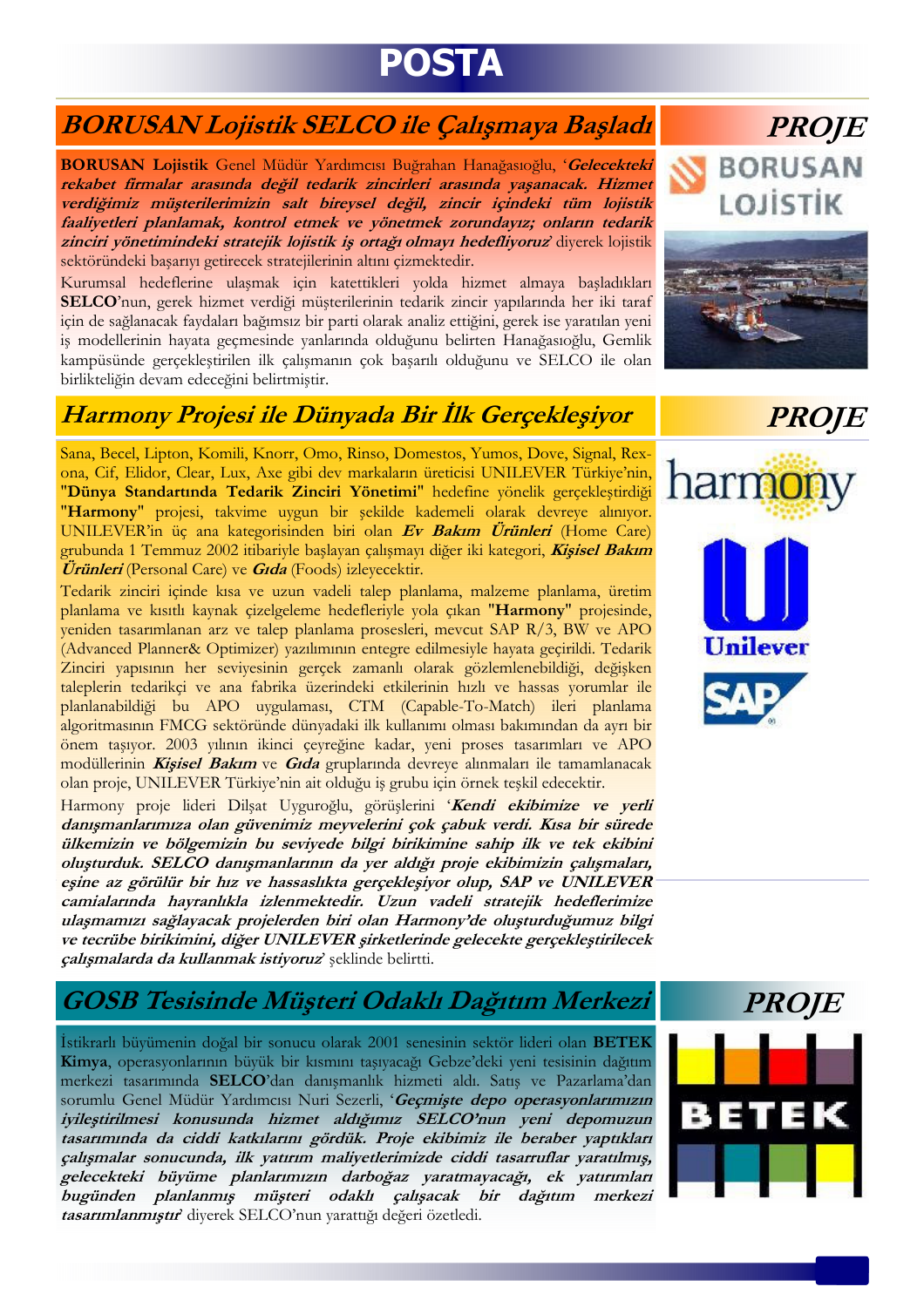# POSTA

## BORUSAN Lojistik SELCO ile Çalışmaya Başladı

**PROJE**

**BORUSAN Lojistik** Genel Müdür Yardımcısı Buğrahan Hanağasıoğlu, '***Gelecekteki rekabet firmalar arasında değil tedarik zincirleri arasında yaşanacak. Hizmet verdiğimiz müşterilerimizin salt bireysel değil, zincir içindeki tüm lojistik faaliyetleri planlamak, kontrol etmek ve yönetmek zorundayız; onların tedarik zinciri yönetimindeki stratejik lojistik iş ortağı olmayı hedefliyoruz***' diyerek lojistik sektöründeki başarıyı getirecek stratejilerinin altını çizmektedir.

Kurumsal hedeflerine ulaşmak için katettikleri yolda hizmet almaya başladıkları **SELCO**'nun, gerek hizmet verdiği müşterilerinin tedarik zincir yapılarında her iki taraf için de sağlanacak faydaları bağımsız bir parti olarak analiz ettiğini, gerek ise yaratılan yeni iş modellerinin hayata geçmesinde yanlarında olduğunu belirten Hanağasıoğlu, Gemlik kampüsünde gerçekleştirilen ilk çalışmanın çok başarılı olduğunu ve SELCO ile olan birlikteliğin devam edeceğini belirtmiştir.

## Harmony Projesi ile Dünyada Bir İlk Gerçekleşiyor

**PROJE**

Sana, Becel, Lipton, Komili, Knorr, Omo, Rinso, Domestos, Yumos, Dove, Signal, Rexona, Cif, Elidor, Clear, Lux, Axe gibi dev markaların üreticisi UNILEVER Türkiye'nin, **"Dünya Standartında Tedarik Zinciri Yönetimi"** hedefine yönelik gerçekleştirdiği **"Harmony"** projesi, takvime uygun bir şekilde kademeli olarak devreye alınıyor. UNILEVER'in üç ana kategorisinden biri olan ***Ev Bakım Ürünleri*** (Home Care) grubunda 1 Temmuz 2002 itibariyle başlayan çalışmayı diğer iki kategori, ***Kişisel Bakım Ürünleri*** (Personal Care) ve ***Gıda*** (Foods) izleyecektir.

Tedarik zinciri içinde kısa ve uzun vadeli talep planlama, malzeme planlama, üretim planlama ve kısıtlı kaynak çizelgeleme hedefleriyle yola çıkan **"Harmony"** projesinde, yeniden tasarımlanan arz ve talep planlama prosesleri, mevcut SAP R/3, BW ve APO (Advanced Planner& Optimizer) yazılımının entegre edilmesiyle hayata geçirildi. Tedarik Zinciri yapısının her seviyesinin gerçek zamanlı olarak gözlemlenebildiği, değişken taleplerin tedarikçi ve ana fabrika üzerindeki etkilerinin hızlı ve hassas yorumlar ile planlanabildiği bu APO uygulaması, CTM (Capable-To-Match) ileri planlama algoritmasının FMCG sektöründe dünyadaki ilk kullanımı olması bakımından da ayrı bir önem taşıyor. 2003 yılının ikinci çeyreğine kadar, yeni proses tasarımları ve APO modüllerinin ***Kişisel Bakım*** ve ***Gıda*** gruplarında devreye alınmaları ile tamamlanacak olan proje, UNILEVER Türkiye'nin ait olduğu iş grubu için örnek teşkil edecektir.

Harmony proje lideri Dilşat Uyguroğlu, görüşlerini '***Kendi ekibimize ve yerli danışmanlarımıza olan güvenimiz meyvelerini çok çabuk verdi. Kısa bir sürede ülkemizin ve bölgemizin bu seviyede bilgi birikimine sahip ilk ve tek ekibini oluşturduk. SELCO danışmanlarının da yer aldığı proje ekibimizin çalışmaları, eşine az görülür bir hız ve hassaslıkta gerçekleşiyor olup, SAP ve UNILEVER camialarında hayranlıkla izlenmektedir. Uzun vadeli stratejik hedeflerimize ulaşmamızı sağlayacak projelerden biri olan Harmony'de oluşturduğumuz bilgi ve tecrübe birikimini, diğer UNILEVER şirketlerinde gelecekte gerçekleştirilecek çalışmalarda da kullanmak istiyoruz***' şeklinde belirtti.

## GOSB Tesisinde Müşteri Odaklı Dağıtım Merkezi

**PROJE**

İstikrarlı büyümenin doğal bir sonucu olarak 2001 senesinin sektör lideri olan **BETEK Kimya**, operasyonlarının büyük bir kısmını taşıyacağı Gebze'deki yeni tesisinin dağıtım merkezi tasarımında **SELCO**'dan danışmanlık hizmeti aldı. Satış ve Pazarlama'dan sorumlu Genel Müdür Yardımcısı Nuri Sezerli, '***Geçmişte depo operasyonlarımızın iyileştirilmesi konusunda hizmet aldığımız SELCO'nun yeni depomuzun tasarımında da ciddi katkılarını gördük. Proje ekibimiz ile beraber yaptıkları çalışmalar sonucunda, ilk yatırım maliyetlerimizde ciddi tasarruflar yaratılmış, gelecekteki büyüme planlarımızın darboğaz yaratmayacağı, ek yatırımları bugünden planlanmış müşteri odaklı çalışacak bir dağıtım merkezi tasarımlanmıştır***' diyerek SELCO'nun yarattığı değeri özetledi.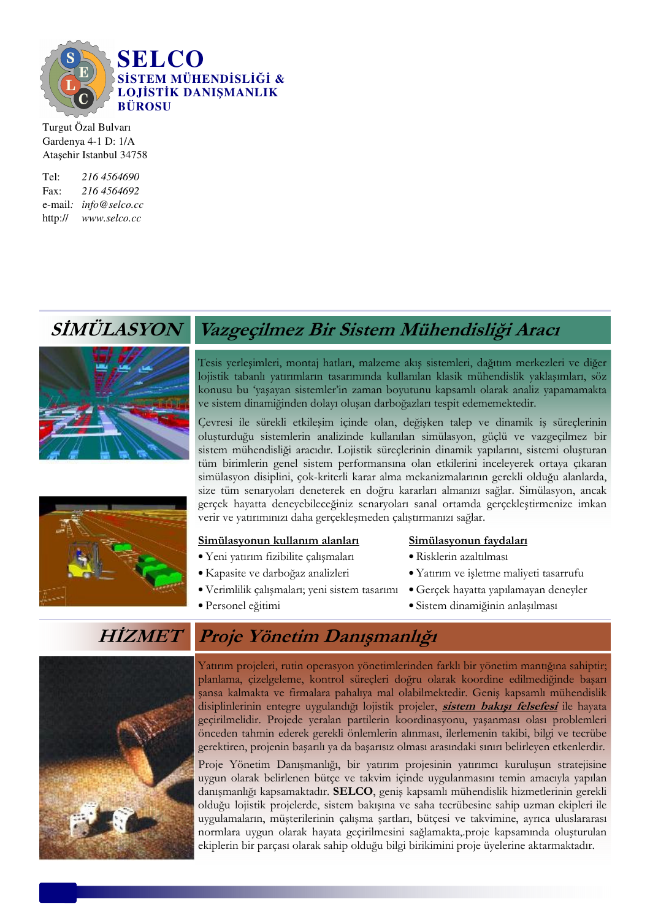# SELCO

**SİSTEM MÜHENDİSLİĞİ & LOJİSTİK DANIŞMANLIK BÜROSU**

Turgut Özal Bulvarı
Gardenya 4-1 D: 1/A
Ataşehir Istanbul 34758

Tel: *216 4564690*
Fax: *216 4564692*
e-mail: *info@selco.cc*
http:// *www.selco.cc*

## *SİMÜLASYON* — *Vazgeçilmez Bir Sistem Mühendisliği Aracı*

Tesis yerleşimleri, montaj hatları, malzeme akış sistemleri, dağıtım merkezleri ve diğer lojistik tabanlı yatırımların tasarımında kullanılan klasik mühendislik yaklaşımları, söz konusu bu 'yaşayan sistemler'in zaman boyutunu kapsamlı olarak analiz yapamamakta ve sistem dinamiğinden dolayı oluşan darboğazları tespit edememektedir.

Çevresi ile sürekli etkileşim içinde olan, değişken talep ve dinamik iş süreçlerinin oluşturduğu sistemlerin analizinde kullanılan simülasyon, güçlü ve vazgeçilmez bir sistem mühendisliği aracıdır. Lojistik süreçlerinin dinamik yapılarını, sistemi oluşturan tüm birimlerin genel sistem performansına olan etkilerini inceleyerek ortaya çıkaran simülasyon disiplini, çok-kriterli karar alma mekanizmalarının gerekli olduğu alanlarda, size tüm senaryoları deneterek en doğru kararları almanızı sağlar. Simülasyon, ancak gerçek hayatta deneyebileceğiniz senaryoları sanal ortamda gerçekleştirmenize imkan verir ve yatırımınızı daha gerçekleşmeden çalıştırmanızı sağlar.

**Simülasyonun kullanım alanları**

- Yeni yatırım fizibilite çalışmaları
- Kapasite ve darboğaz analizleri
- Verimlilik çalışmaları; yeni sistem tasarımı
- Personel eğitimi

**Simülasyonun faydaları**

- Risklerin azaltılması
- Yatırım ve işletme maliyeti tasarrufu
- Gerçek hayatta yapılamayan deneyler
- Sistem dinamiğinin anlaşılması

## *HİZMET* — *Proje Yönetim Danışmanlığı*

Yatırım projeleri, rutin operasyon yönetimlerinden farklı bir yönetim mantığına sahiptir; planlama, çizelgeleme, kontrol süreçleri doğru olarak koordine edilmediğinde başarı şansa kalmakta ve firmalara pahalıya mal olabilmektedir. Geniş kapsamlı mühendislik disiplinlerinin entegre uygulandığı lojistik projeler, ***sistem bakışı felsefesi*** ile hayata geçirilmelidir. Projede yeralan partilerin koordinasyonu, yaşanması olası problemleri önceden tahmin ederek gerekli önlemlerin alınması, ilerlemenin takibi, bilgi ve tecrübe gerektiren, projenin başarılı ya da başarısız olması arasındaki sınırı belirleyen etkenlerdir.

Proje Yönetim Danışmanlığı, bir yatırım projesinin yatırımcı kuruluşun stratejisine uygun olarak belirlenen bütçe ve takvim içinde uygulanmasını temin amacıyla yapılan danışmanlığı kapsamaktadır. **SELCO**, geniş kapsamlı mühendislik hizmetlerinin gerekli olduğu lojistik projelerde, sistem bakışına ve saha tecrübesine sahip uzman ekipleri ile uygulamaların, müşterilerinin çalışma şartları, bütçesi ve takvimine, ayrıca uluslararası normlara uygun olarak hayata geçirilmesini sağlamakta,.proje kapsamında oluşturulan ekiplerin bir parçası olarak sahip olduğu bilgi birikimini proje üyelerine aktarmaktadır.